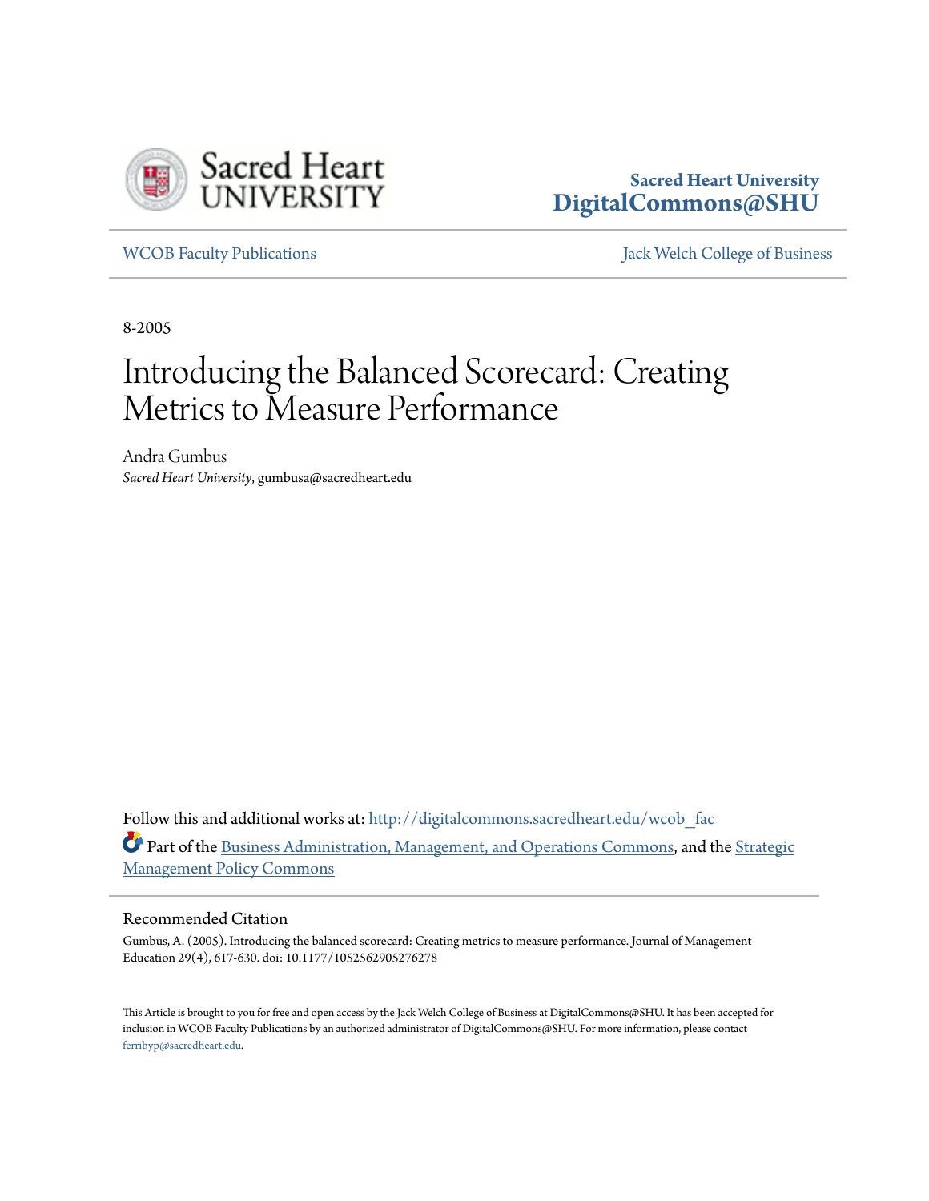Sacred Heart University
DigitalCommons@SHU

WCOB Faculty Publications

Jack Welch College of Business

8-2005

# Introducing the Balanced Scorecard: Creating Metrics to Measure Performance

Andra Gumbus
*Sacred Heart University*, gumbusa@sacredheart.edu

Follow this and additional works at: http://digitalcommons.sacredheart.edu/wcob_fac

Part of the Business Administration, Management, and Operations Commons, and the Strategic Management Policy Commons

## Recommended Citation

Gumbus, A. (2005). Introducing the balanced scorecard: Creating metrics to measure performance. Journal of Management Education 29(4), 617-630. doi: 10.1177/1052562905276278

This Article is brought to you for free and open access by the Jack Welch College of Business at DigitalCommons@SHU. It has been accepted for inclusion in WCOB Faculty Publications by an authorized administrator of DigitalCommons@SHU. For more information, please contact ferribyp@sacredheart.edu.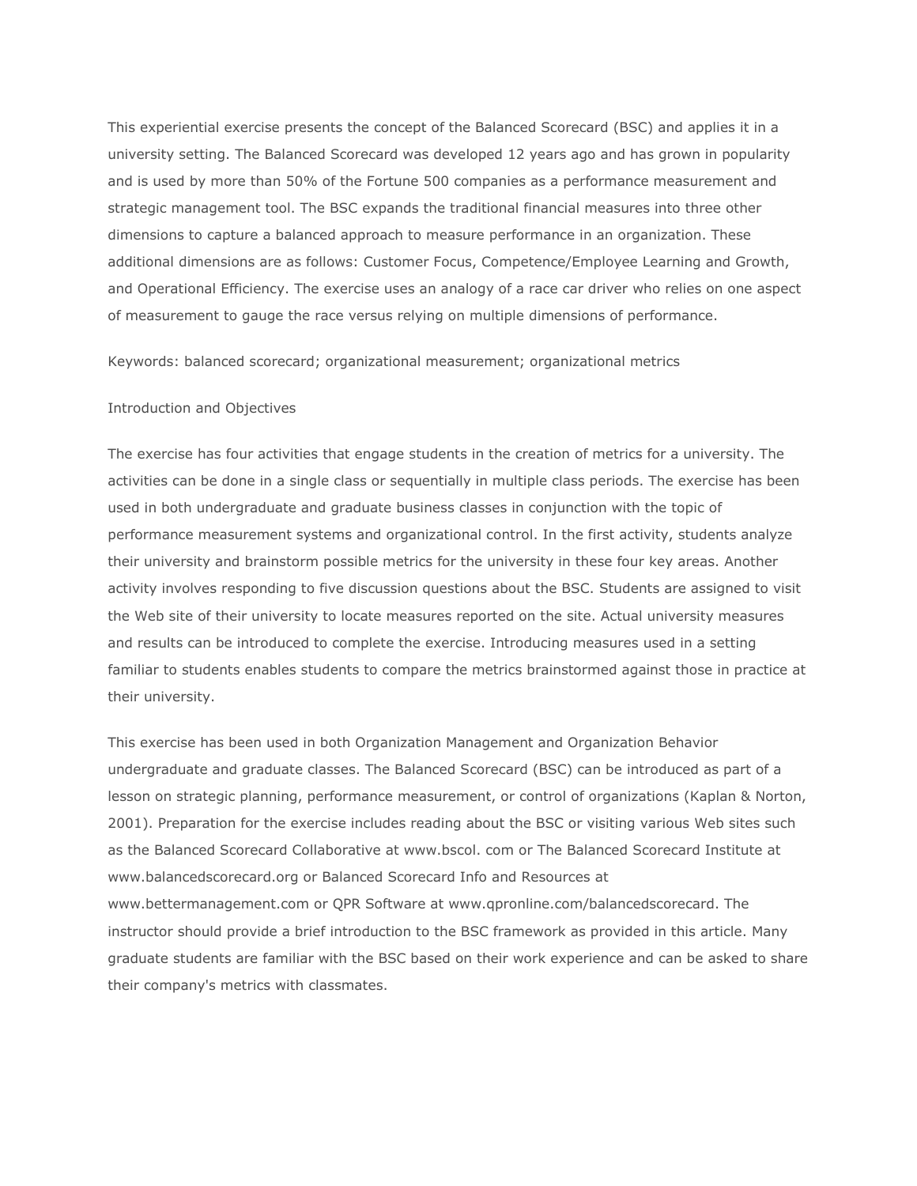This experiential exercise presents the concept of the Balanced Scorecard (BSC) and applies it in a university setting. The Balanced Scorecard was developed 12 years ago and has grown in popularity and is used by more than 50% of the Fortune 500 companies as a performance measurement and strategic management tool. The BSC expands the traditional financial measures into three other dimensions to capture a balanced approach to measure performance in an organization. These additional dimensions are as follows: Customer Focus, Competence/Employee Learning and Growth, and Operational Efficiency. The exercise uses an analogy of a race car driver who relies on one aspect of measurement to gauge the race versus relying on multiple dimensions of performance.

Keywords: balanced scorecard; organizational measurement; organizational metrics

## Introduction and Objectives

The exercise has four activities that engage students in the creation of metrics for a university. The activities can be done in a single class or sequentially in multiple class periods. The exercise has been used in both undergraduate and graduate business classes in conjunction with the topic of performance measurement systems and organizational control. In the first activity, students analyze their university and brainstorm possible metrics for the university in these four key areas. Another activity involves responding to five discussion questions about the BSC. Students are assigned to visit the Web site of their university to locate measures reported on the site. Actual university measures and results can be introduced to complete the exercise. Introducing measures used in a setting familiar to students enables students to compare the metrics brainstormed against those in practice at their university.

This exercise has been used in both Organization Management and Organization Behavior undergraduate and graduate classes. The Balanced Scorecard (BSC) can be introduced as part of a lesson on strategic planning, performance measurement, or control of organizations (Kaplan & Norton, 2001). Preparation for the exercise includes reading about the BSC or visiting various Web sites such as the Balanced Scorecard Collaborative at www.bscol. com or The Balanced Scorecard Institute at www.balancedscorecard.org or Balanced Scorecard Info and Resources at www.bettermanagement.com or QPR Software at www.qpronline.com/balancedscorecard. The instructor should provide a brief introduction to the BSC framework as provided in this article. Many graduate students are familiar with the BSC based on their work experience and can be asked to share their company's metrics with classmates.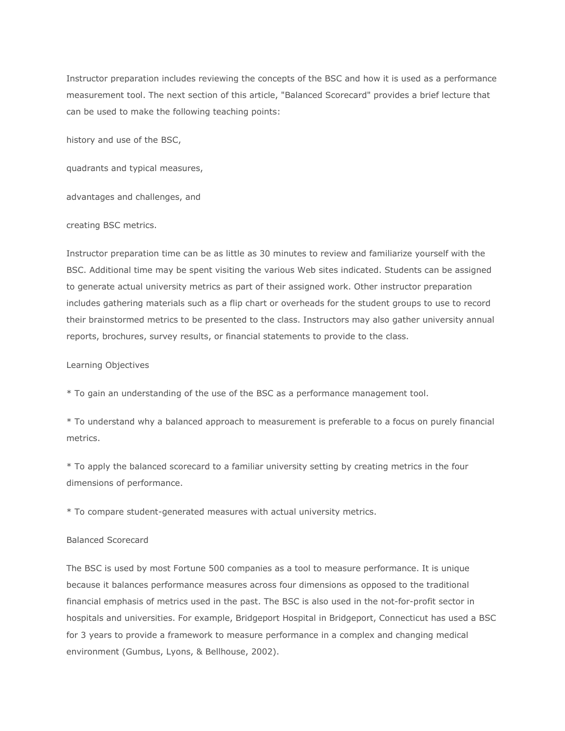Instructor preparation includes reviewing the concepts of the BSC and how it is used as a performance measurement tool. The next section of this article, "Balanced Scorecard" provides a brief lecture that can be used to make the following teaching points:

history and use of the BSC,

quadrants and typical measures,

advantages and challenges, and

creating BSC metrics.

Instructor preparation time can be as little as 30 minutes to review and familiarize yourself with the BSC. Additional time may be spent visiting the various Web sites indicated. Students can be assigned to generate actual university metrics as part of their assigned work. Other instructor preparation includes gathering materials such as a flip chart or overheads for the student groups to use to record their brainstormed metrics to be presented to the class. Instructors may also gather university annual reports, brochures, survey results, or financial statements to provide to the class.

## Learning Objectives

* To gain an understanding of the use of the BSC as a performance management tool.

* To understand why a balanced approach to measurement is preferable to a focus on purely financial metrics.

* To apply the balanced scorecard to a familiar university setting by creating metrics in the four dimensions of performance.

* To compare student-generated measures with actual university metrics.

## Balanced Scorecard

The BSC is used by most Fortune 500 companies as a tool to measure performance. It is unique because it balances performance measures across four dimensions as opposed to the traditional financial emphasis of metrics used in the past. The BSC is also used in the not-for-profit sector in hospitals and universities. For example, Bridgeport Hospital in Bridgeport, Connecticut has used a BSC for 3 years to provide a framework to measure performance in a complex and changing medical environment (Gumbus, Lyons, & Bellhouse, 2002).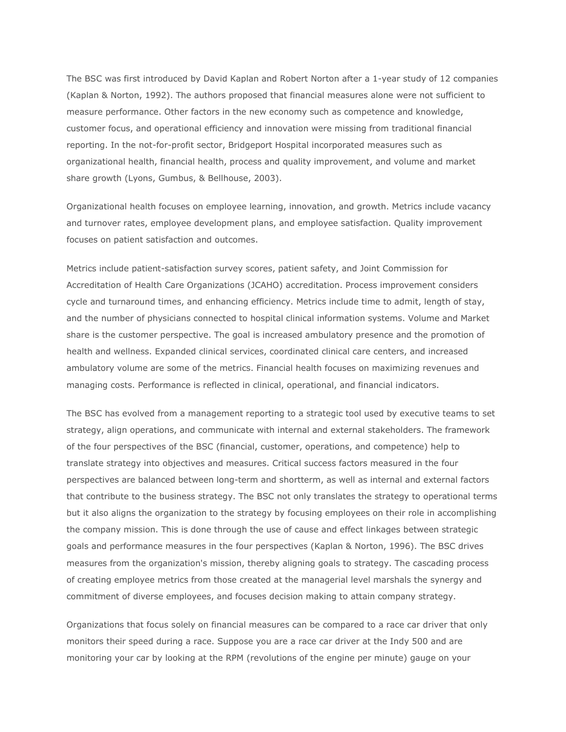The BSC was first introduced by David Kaplan and Robert Norton after a 1-year study of 12 companies (Kaplan & Norton, 1992). The authors proposed that financial measures alone were not sufficient to measure performance. Other factors in the new economy such as competence and knowledge, customer focus, and operational efficiency and innovation were missing from traditional financial reporting. In the not-for-profit sector, Bridgeport Hospital incorporated measures such as organizational health, financial health, process and quality improvement, and volume and market share growth (Lyons, Gumbus, & Bellhouse, 2003).

Organizational health focuses on employee learning, innovation, and growth. Metrics include vacancy and turnover rates, employee development plans, and employee satisfaction. Quality improvement focuses on patient satisfaction and outcomes.

Metrics include patient-satisfaction survey scores, patient safety, and Joint Commission for Accreditation of Health Care Organizations (JCAHO) accreditation. Process improvement considers cycle and turnaround times, and enhancing efficiency. Metrics include time to admit, length of stay, and the number of physicians connected to hospital clinical information systems. Volume and Market share is the customer perspective. The goal is increased ambulatory presence and the promotion of health and wellness. Expanded clinical services, coordinated clinical care centers, and increased ambulatory volume are some of the metrics. Financial health focuses on maximizing revenues and managing costs. Performance is reflected in clinical, operational, and financial indicators.

The BSC has evolved from a management reporting to a strategic tool used by executive teams to set strategy, align operations, and communicate with internal and external stakeholders. The framework of the four perspectives of the BSC (financial, customer, operations, and competence) help to translate strategy into objectives and measures. Critical success factors measured in the four perspectives are balanced between long-term and shortterm, as well as internal and external factors that contribute to the business strategy. The BSC not only translates the strategy to operational terms but it also aligns the organization to the strategy by focusing employees on their role in accomplishing the company mission. This is done through the use of cause and effect linkages between strategic goals and performance measures in the four perspectives (Kaplan & Norton, 1996). The BSC drives measures from the organization's mission, thereby aligning goals to strategy. The cascading process of creating employee metrics from those created at the managerial level marshals the synergy and commitment of diverse employees, and focuses decision making to attain company strategy.

Organizations that focus solely on financial measures can be compared to a race car driver that only monitors their speed during a race. Suppose you are a race car driver at the Indy 500 and are monitoring your car by looking at the RPM (revolutions of the engine per minute) gauge on your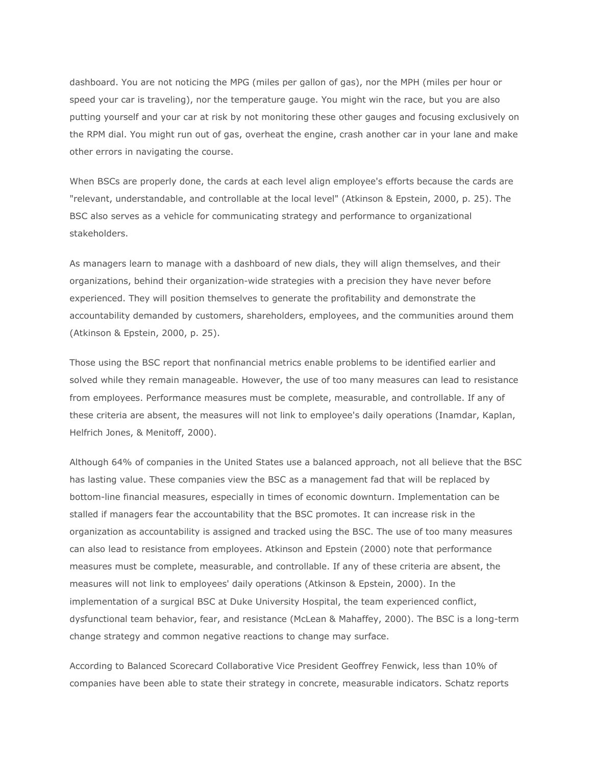dashboard. You are not noticing the MPG (miles per gallon of gas), nor the MPH (miles per hour or speed your car is traveling), nor the temperature gauge. You might win the race, but you are also putting yourself and your car at risk by not monitoring these other gauges and focusing exclusively on the RPM dial. You might run out of gas, overheat the engine, crash another car in your lane and make other errors in navigating the course.

When BSCs are properly done, the cards at each level align employee's efforts because the cards are "relevant, understandable, and controllable at the local level" (Atkinson & Epstein, 2000, p. 25). The BSC also serves as a vehicle for communicating strategy and performance to organizational stakeholders.

As managers learn to manage with a dashboard of new dials, they will align themselves, and their organizations, behind their organization-wide strategies with a precision they have never before experienced. They will position themselves to generate the profitability and demonstrate the accountability demanded by customers, shareholders, employees, and the communities around them (Atkinson & Epstein, 2000, p. 25).

Those using the BSC report that nonfinancial metrics enable problems to be identified earlier and solved while they remain manageable. However, the use of too many measures can lead to resistance from employees. Performance measures must be complete, measurable, and controllable. If any of these criteria are absent, the measures will not link to employee's daily operations (Inamdar, Kaplan, Helfrich Jones, & Menitoff, 2000).

Although 64% of companies in the United States use a balanced approach, not all believe that the BSC has lasting value. These companies view the BSC as a management fad that will be replaced by bottom-line financial measures, especially in times of economic downturn. Implementation can be stalled if managers fear the accountability that the BSC promotes. It can increase risk in the organization as accountability is assigned and tracked using the BSC. The use of too many measures can also lead to resistance from employees. Atkinson and Epstein (2000) note that performance measures must be complete, measurable, and controllable. If any of these criteria are absent, the measures will not link to employees' daily operations (Atkinson & Epstein, 2000). In the implementation of a surgical BSC at Duke University Hospital, the team experienced conflict, dysfunctional team behavior, fear, and resistance (McLean & Mahaffey, 2000). The BSC is a long-term change strategy and common negative reactions to change may surface.

According to Balanced Scorecard Collaborative Vice President Geoffrey Fenwick, less than 10% of companies have been able to state their strategy in concrete, measurable indicators. Schatz reports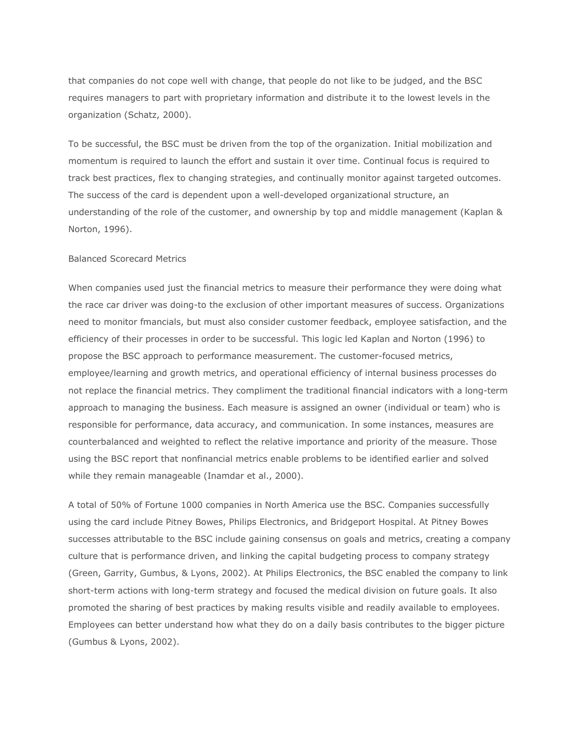that companies do not cope well with change, that people do not like to be judged, and the BSC requires managers to part with proprietary information and distribute it to the lowest levels in the organization (Schatz, 2000).

To be successful, the BSC must be driven from the top of the organization. Initial mobilization and momentum is required to launch the effort and sustain it over time. Continual focus is required to track best practices, flex to changing strategies, and continually monitor against targeted outcomes. The success of the card is dependent upon a well-developed organizational structure, an understanding of the role of the customer, and ownership by top and middle management (Kaplan & Norton, 1996).

## Balanced Scorecard Metrics

When companies used just the financial metrics to measure their performance they were doing what the race car driver was doing-to the exclusion of other important measures of success. Organizations need to monitor fmancials, but must also consider customer feedback, employee satisfaction, and the efficiency of their processes in order to be successful. This logic led Kaplan and Norton (1996) to propose the BSC approach to performance measurement. The customer-focused metrics, employee/learning and growth metrics, and operational efficiency of internal business processes do not replace the financial metrics. They compliment the traditional financial indicators with a long-term approach to managing the business. Each measure is assigned an owner (individual or team) who is responsible for performance, data accuracy, and communication. In some instances, measures are counterbalanced and weighted to reflect the relative importance and priority of the measure. Those using the BSC report that nonfinancial metrics enable problems to be identified earlier and solved while they remain manageable (Inamdar et al., 2000).

A total of 50% of Fortune 1000 companies in North America use the BSC. Companies successfully using the card include Pitney Bowes, Philips Electronics, and Bridgeport Hospital. At Pitney Bowes successes attributable to the BSC include gaining consensus on goals and metrics, creating a company culture that is performance driven, and linking the capital budgeting process to company strategy (Green, Garrity, Gumbus, & Lyons, 2002). At Philips Electronics, the BSC enabled the company to link short-term actions with long-term strategy and focused the medical division on future goals. It also promoted the sharing of best practices by making results visible and readily available to employees. Employees can better understand how what they do on a daily basis contributes to the bigger picture (Gumbus & Lyons, 2002).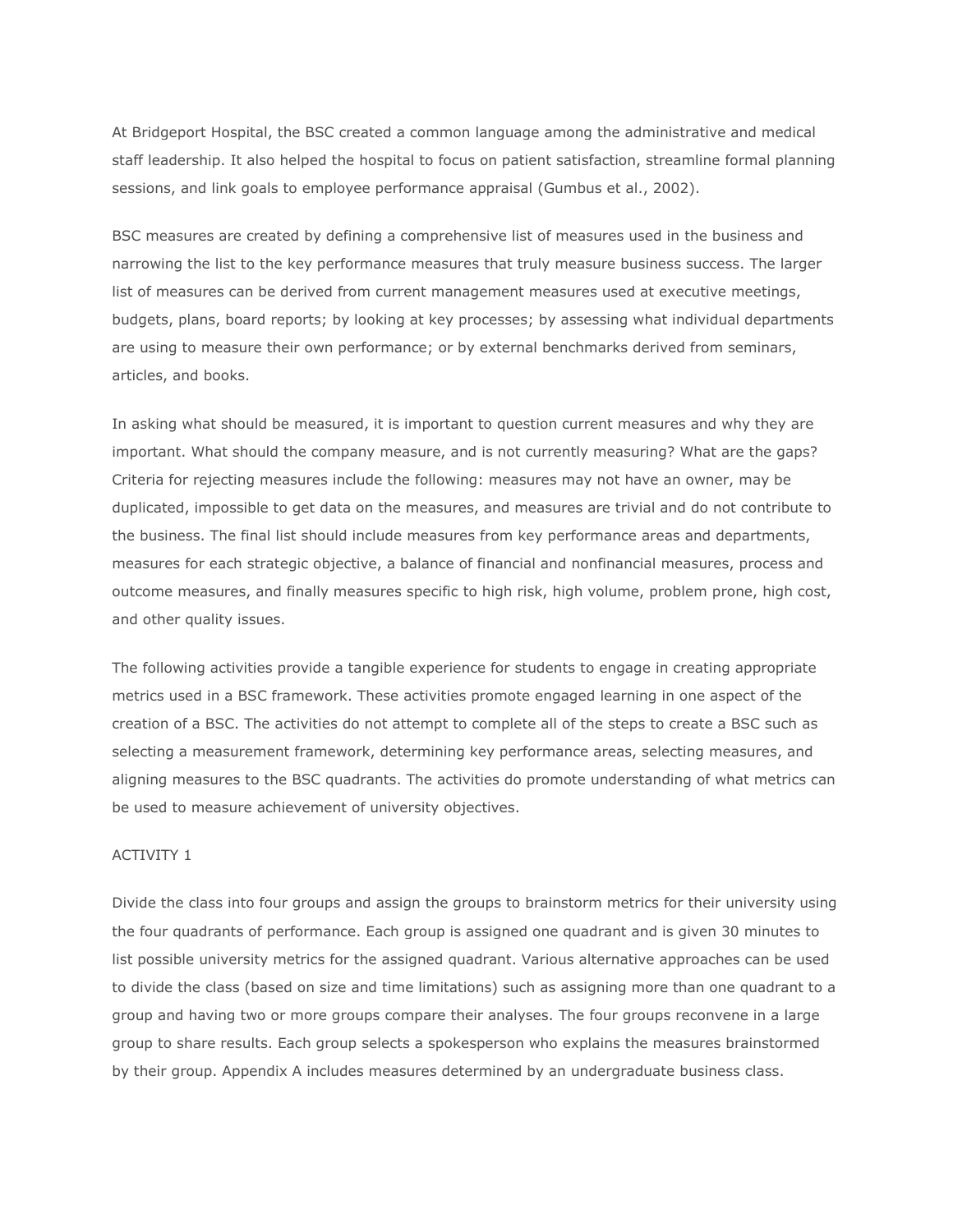At Bridgeport Hospital, the BSC created a common language among the administrative and medical staff leadership. It also helped the hospital to focus on patient satisfaction, streamline formal planning sessions, and link goals to employee performance appraisal (Gumbus et al., 2002).

BSC measures are created by defining a comprehensive list of measures used in the business and narrowing the list to the key performance measures that truly measure business success. The larger list of measures can be derived from current management measures used at executive meetings, budgets, plans, board reports; by looking at key processes; by assessing what individual departments are using to measure their own performance; or by external benchmarks derived from seminars, articles, and books.

In asking what should be measured, it is important to question current measures and why they are important. What should the company measure, and is not currently measuring? What are the gaps? Criteria for rejecting measures include the following: measures may not have an owner, may be duplicated, impossible to get data on the measures, and measures are trivial and do not contribute to the business. The final list should include measures from key performance areas and departments, measures for each strategic objective, a balance of financial and nonfinancial measures, process and outcome measures, and finally measures specific to high risk, high volume, problem prone, high cost, and other quality issues.

The following activities provide a tangible experience for students to engage in creating appropriate metrics used in a BSC framework. These activities promote engaged learning in one aspect of the creation of a BSC. The activities do not attempt to complete all of the steps to create a BSC such as selecting a measurement framework, determining key performance areas, selecting measures, and aligning measures to the BSC quadrants. The activities do promote understanding of what metrics can be used to measure achievement of university objectives.

ACTIVITY 1

Divide the class into four groups and assign the groups to brainstorm metrics for their university using the four quadrants of performance. Each group is assigned one quadrant and is given 30 minutes to list possible university metrics for the assigned quadrant. Various alternative approaches can be used to divide the class (based on size and time limitations) such as assigning more than one quadrant to a group and having two or more groups compare their analyses. The four groups reconvene in a large group to share results. Each group selects a spokesperson who explains the measures brainstormed by their group. Appendix A includes measures determined by an undergraduate business class.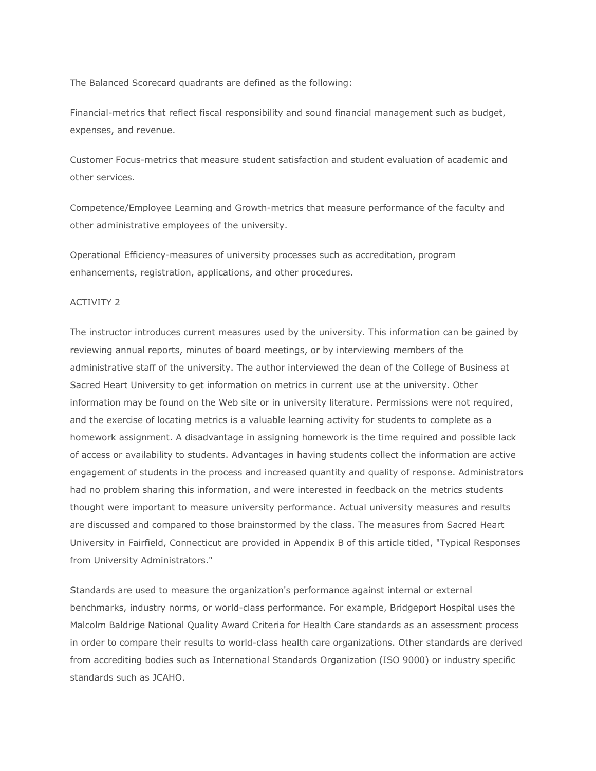The Balanced Scorecard quadrants are defined as the following:

Financial-metrics that reflect fiscal responsibility and sound financial management such as budget, expenses, and revenue.

Customer Focus-metrics that measure student satisfaction and student evaluation of academic and other services.

Competence/Employee Learning and Growth-metrics that measure performance of the faculty and other administrative employees of the university.

Operational Efficiency-measures of university processes such as accreditation, program enhancements, registration, applications, and other procedures.

ACTIVITY 2

The instructor introduces current measures used by the university. This information can be gained by reviewing annual reports, minutes of board meetings, or by interviewing members of the administrative staff of the university. The author interviewed the dean of the College of Business at Sacred Heart University to get information on metrics in current use at the university. Other information may be found on the Web site or in university literature. Permissions were not required, and the exercise of locating metrics is a valuable learning activity for students to complete as a homework assignment. A disadvantage in assigning homework is the time required and possible lack of access or availability to students. Advantages in having students collect the information are active engagement of students in the process and increased quantity and quality of response. Administrators had no problem sharing this information, and were interested in feedback on the metrics students thought were important to measure university performance. Actual university measures and results are discussed and compared to those brainstormed by the class. The measures from Sacred Heart University in Fairfield, Connecticut are provided in Appendix B of this article titled, "Typical Responses from University Administrators."

Standards are used to measure the organization's performance against internal or external benchmarks, industry norms, or world-class performance. For example, Bridgeport Hospital uses the Malcolm Baldrige National Quality Award Criteria for Health Care standards as an assessment process in order to compare their results to world-class health care organizations. Other standards are derived from accrediting bodies such as International Standards Organization (ISO 9000) or industry specific standards such as JCAHO.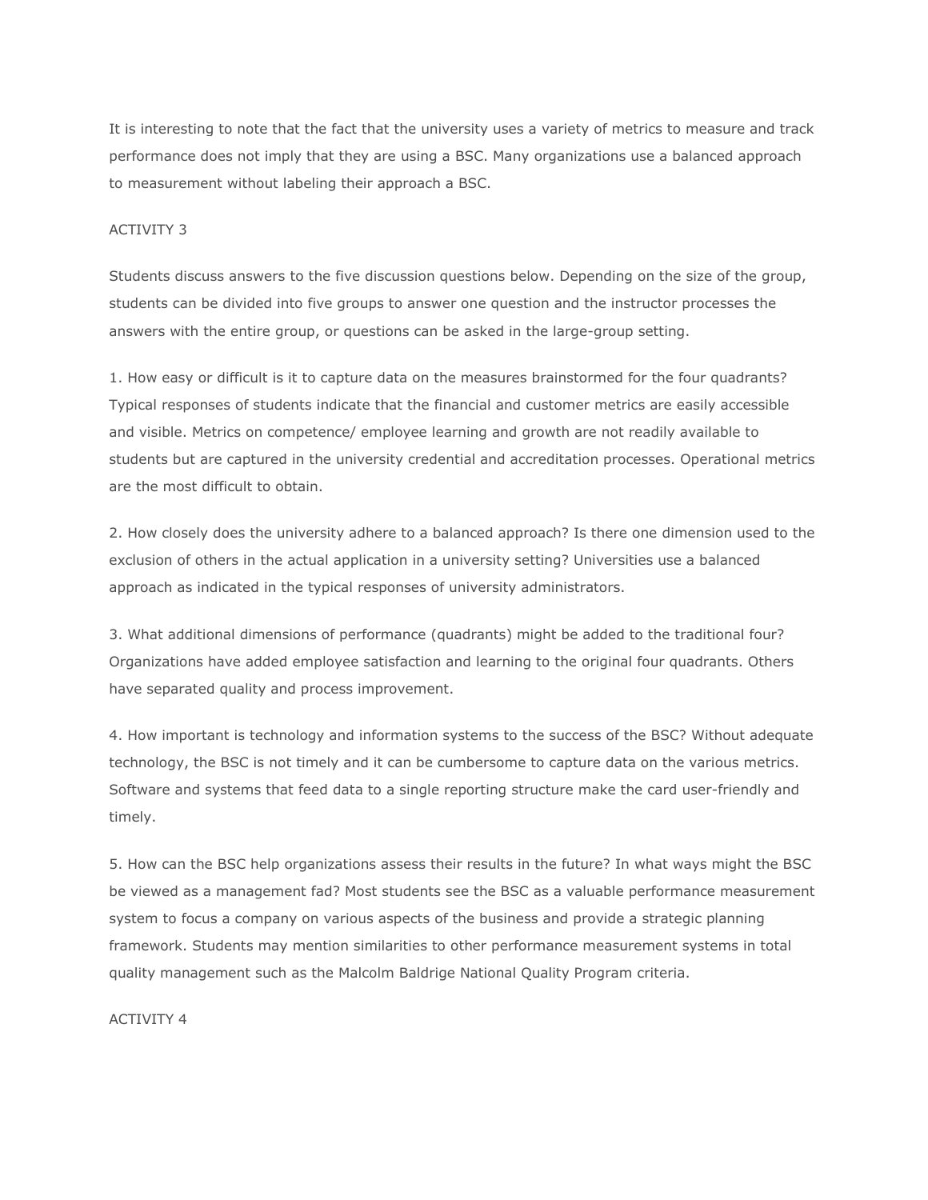It is interesting to note that the fact that the university uses a variety of metrics to measure and track performance does not imply that they are using a BSC. Many organizations use a balanced approach to measurement without labeling their approach a BSC.

## ACTIVITY 3

Students discuss answers to the five discussion questions below. Depending on the size of the group, students can be divided into five groups to answer one question and the instructor processes the answers with the entire group, or questions can be asked in the large-group setting.

1. How easy or difficult is it to capture data on the measures brainstormed for the four quadrants? Typical responses of students indicate that the financial and customer metrics are easily accessible and visible. Metrics on competence/ employee learning and growth are not readily available to students but are captured in the university credential and accreditation processes. Operational metrics are the most difficult to obtain.

2. How closely does the university adhere to a balanced approach? Is there one dimension used to the exclusion of others in the actual application in a university setting? Universities use a balanced approach as indicated in the typical responses of university administrators.

3. What additional dimensions of performance (quadrants) might be added to the traditional four? Organizations have added employee satisfaction and learning to the original four quadrants. Others have separated quality and process improvement.

4. How important is technology and information systems to the success of the BSC? Without adequate technology, the BSC is not timely and it can be cumbersome to capture data on the various metrics. Software and systems that feed data to a single reporting structure make the card user-friendly and timely.

5. How can the BSC help organizations assess their results in the future? In what ways might the BSC be viewed as a management fad? Most students see the BSC as a valuable performance measurement system to focus a company on various aspects of the business and provide a strategic planning framework. Students may mention similarities to other performance measurement systems in total quality management such as the Malcolm Baldrige National Quality Program criteria.

## ACTIVITY 4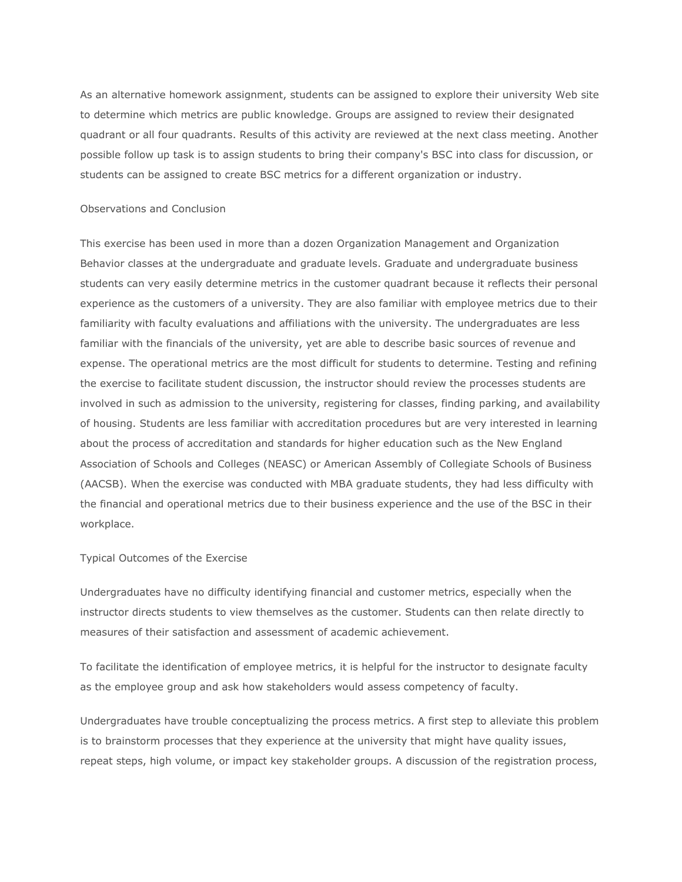As an alternative homework assignment, students can be assigned to explore their university Web site to determine which metrics are public knowledge. Groups are assigned to review their designated quadrant or all four quadrants. Results of this activity are reviewed at the next class meeting. Another possible follow up task is to assign students to bring their company's BSC into class for discussion, or students can be assigned to create BSC metrics for a different organization or industry.

## Observations and Conclusion

This exercise has been used in more than a dozen Organization Management and Organization Behavior classes at the undergraduate and graduate levels. Graduate and undergraduate business students can very easily determine metrics in the customer quadrant because it reflects their personal experience as the customers of a university. They are also familiar with employee metrics due to their familiarity with faculty evaluations and affiliations with the university. The undergraduates are less familiar with the financials of the university, yet are able to describe basic sources of revenue and expense. The operational metrics are the most difficult for students to determine. Testing and refining the exercise to facilitate student discussion, the instructor should review the processes students are involved in such as admission to the university, registering for classes, finding parking, and availability of housing. Students are less familiar with accreditation procedures but are very interested in learning about the process of accreditation and standards for higher education such as the New England Association of Schools and Colleges (NEASC) or American Assembly of Collegiate Schools of Business (AACSB). When the exercise was conducted with MBA graduate students, they had less difficulty with the financial and operational metrics due to their business experience and the use of the BSC in their workplace.

## Typical Outcomes of the Exercise

Undergraduates have no difficulty identifying financial and customer metrics, especially when the instructor directs students to view themselves as the customer. Students can then relate directly to measures of their satisfaction and assessment of academic achievement.

To facilitate the identification of employee metrics, it is helpful for the instructor to designate faculty as the employee group and ask how stakeholders would assess competency of faculty.

Undergraduates have trouble conceptualizing the process metrics. A first step to alleviate this problem is to brainstorm processes that they experience at the university that might have quality issues, repeat steps, high volume, or impact key stakeholder groups. A discussion of the registration process,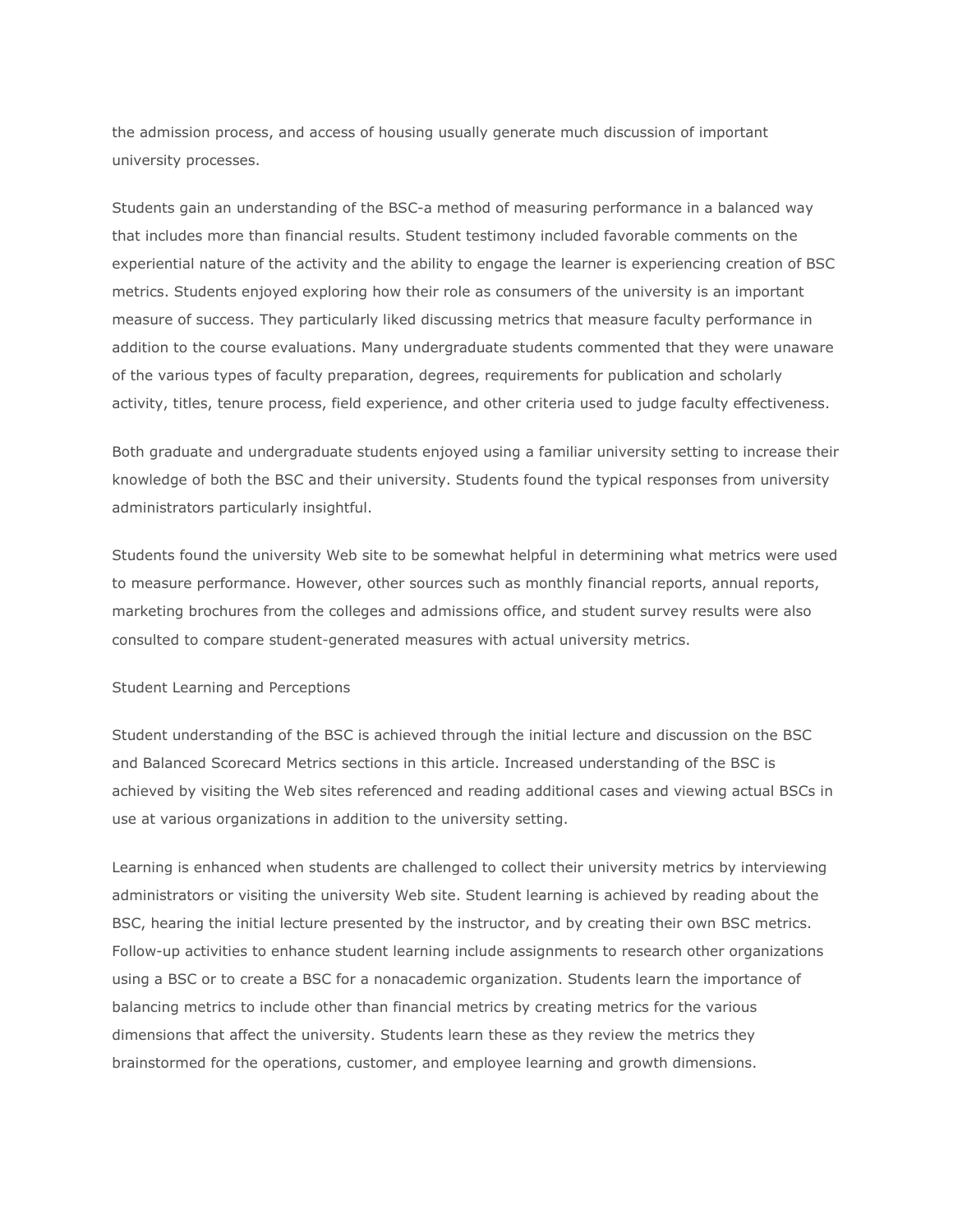the admission process, and access of housing usually generate much discussion of important university processes.

Students gain an understanding of the BSC-a method of measuring performance in a balanced way that includes more than financial results. Student testimony included favorable comments on the experiential nature of the activity and the ability to engage the learner is experiencing creation of BSC metrics. Students enjoyed exploring how their role as consumers of the university is an important measure of success. They particularly liked discussing metrics that measure faculty performance in addition to the course evaluations. Many undergraduate students commented that they were unaware of the various types of faculty preparation, degrees, requirements for publication and scholarly activity, titles, tenure process, field experience, and other criteria used to judge faculty effectiveness.

Both graduate and undergraduate students enjoyed using a familiar university setting to increase their knowledge of both the BSC and their university. Students found the typical responses from university administrators particularly insightful.

Students found the university Web site to be somewhat helpful in determining what metrics were used to measure performance. However, other sources such as monthly financial reports, annual reports, marketing brochures from the colleges and admissions office, and student survey results were also consulted to compare student-generated measures with actual university metrics.

## Student Learning and Perceptions

Student understanding of the BSC is achieved through the initial lecture and discussion on the BSC and Balanced Scorecard Metrics sections in this article. Increased understanding of the BSC is achieved by visiting the Web sites referenced and reading additional cases and viewing actual BSCs in use at various organizations in addition to the university setting.

Learning is enhanced when students are challenged to collect their university metrics by interviewing administrators or visiting the university Web site. Student learning is achieved by reading about the BSC, hearing the initial lecture presented by the instructor, and by creating their own BSC metrics. Follow-up activities to enhance student learning include assignments to research other organizations using a BSC or to create a BSC for a nonacademic organization. Students learn the importance of balancing metrics to include other than financial metrics by creating metrics for the various dimensions that affect the university. Students learn these as they review the metrics they brainstormed for the operations, customer, and employee learning and growth dimensions.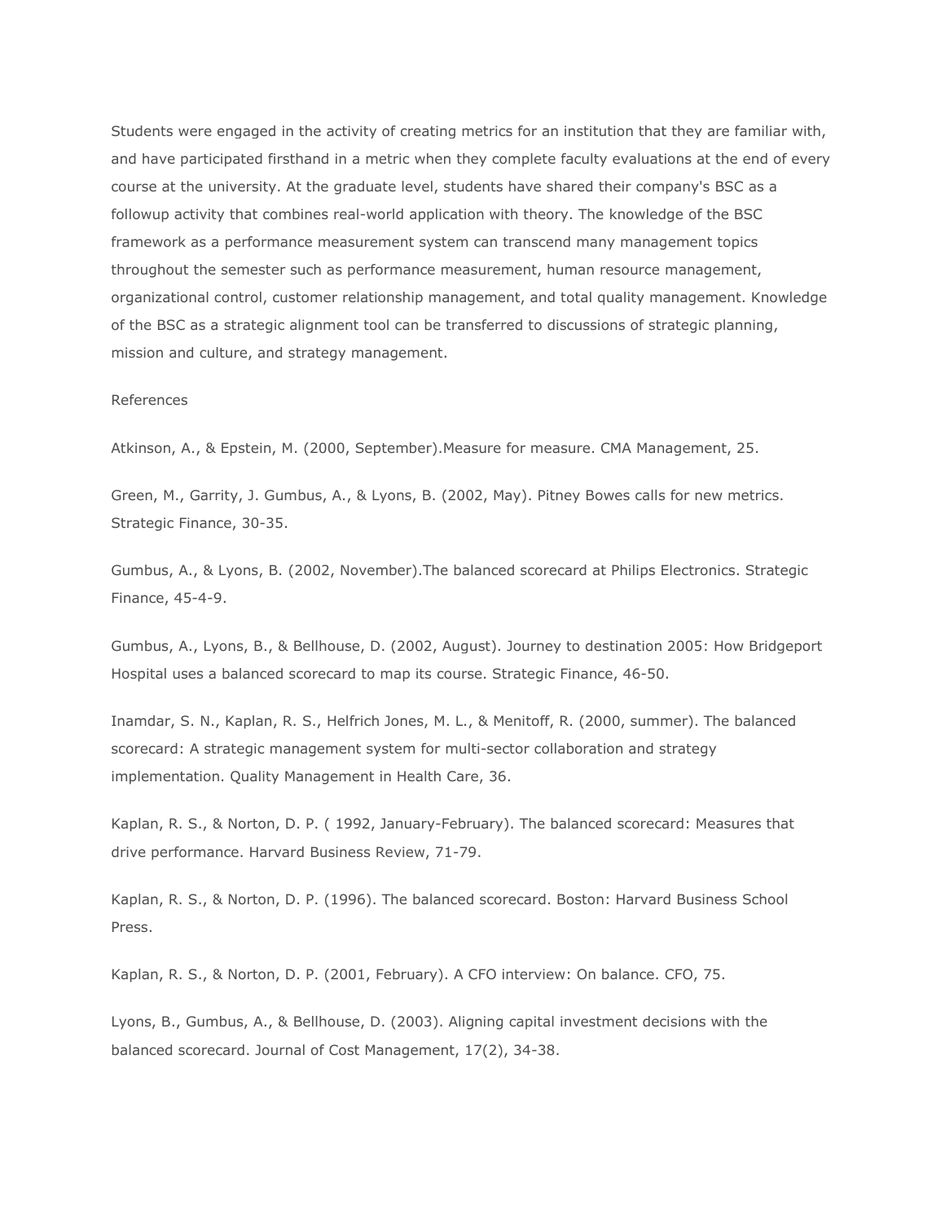Students were engaged in the activity of creating metrics for an institution that they are familiar with, and have participated firsthand in a metric when they complete faculty evaluations at the end of every course at the university. At the graduate level, students have shared their company's BSC as a followup activity that combines real-world application with theory. The knowledge of the BSC framework as a performance measurement system can transcend many management topics throughout the semester such as performance measurement, human resource management, organizational control, customer relationship management, and total quality management. Knowledge of the BSC as a strategic alignment tool can be transferred to discussions of strategic planning, mission and culture, and strategy management.

References

Atkinson, A., & Epstein, M. (2000, September).Measure for measure. CMA Management, 25.

Green, M., Garrity, J. Gumbus, A., & Lyons, B. (2002, May). Pitney Bowes calls for new metrics. Strategic Finance, 30-35.

Gumbus, A., & Lyons, B. (2002, November).The balanced scorecard at Philips Electronics. Strategic Finance, 45-4-9.

Gumbus, A., Lyons, B., & Bellhouse, D. (2002, August). Journey to destination 2005: How Bridgeport Hospital uses a balanced scorecard to map its course. Strategic Finance, 46-50.

Inamdar, S. N., Kaplan, R. S., Helfrich Jones, M. L., & Menitoff, R. (2000, summer). The balanced scorecard: A strategic management system for multi-sector collaboration and strategy implementation. Quality Management in Health Care, 36.

Kaplan, R. S., & Norton, D. P. ( 1992, January-February). The balanced scorecard: Measures that drive performance. Harvard Business Review, 71-79.

Kaplan, R. S., & Norton, D. P. (1996). The balanced scorecard. Boston: Harvard Business School Press.

Kaplan, R. S., & Norton, D. P. (2001, February). A CFO interview: On balance. CFO, 75.

Lyons, B., Gumbus, A., & Bellhouse, D. (2003). Aligning capital investment decisions with the balanced scorecard. Journal of Cost Management, 17(2), 34-38.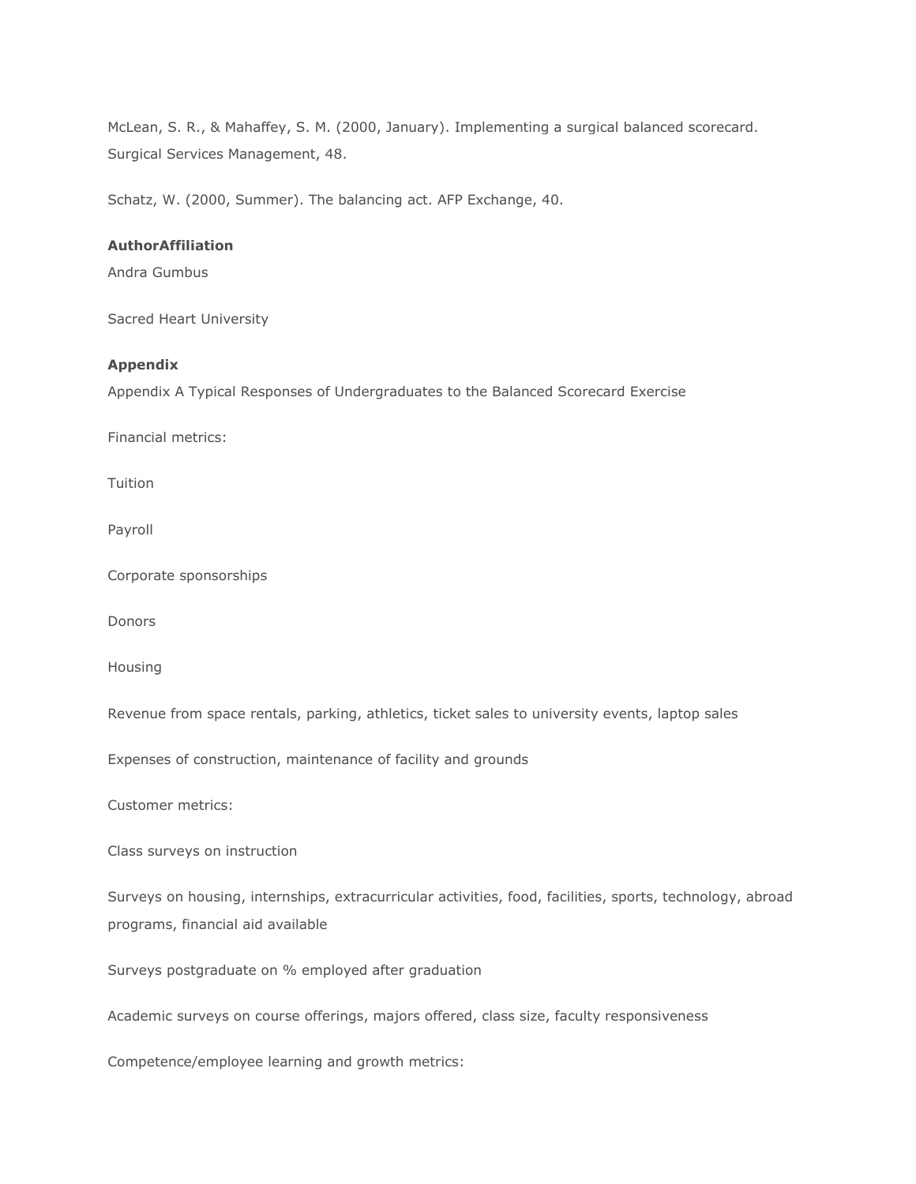McLean, S. R., & Mahaffey, S. M. (2000, January). Implementing a surgical balanced scorecard. Surgical Services Management, 48.

Schatz, W. (2000, Summer). The balancing act. AFP Exchange, 40.

**AuthorAffiliation**

Andra Gumbus

Sacred Heart University

**Appendix**

Appendix A Typical Responses of Undergraduates to the Balanced Scorecard Exercise

Financial metrics:

Tuition

Payroll

Corporate sponsorships

Donors

Housing

Revenue from space rentals, parking, athletics, ticket sales to university events, laptop sales

Expenses of construction, maintenance of facility and grounds

Customer metrics:

Class surveys on instruction

Surveys on housing, internships, extracurricular activities, food, facilities, sports, technology, abroad programs, financial aid available

Surveys postgraduate on % employed after graduation

Academic surveys on course offerings, majors offered, class size, faculty responsiveness

Competence/employee learning and growth metrics: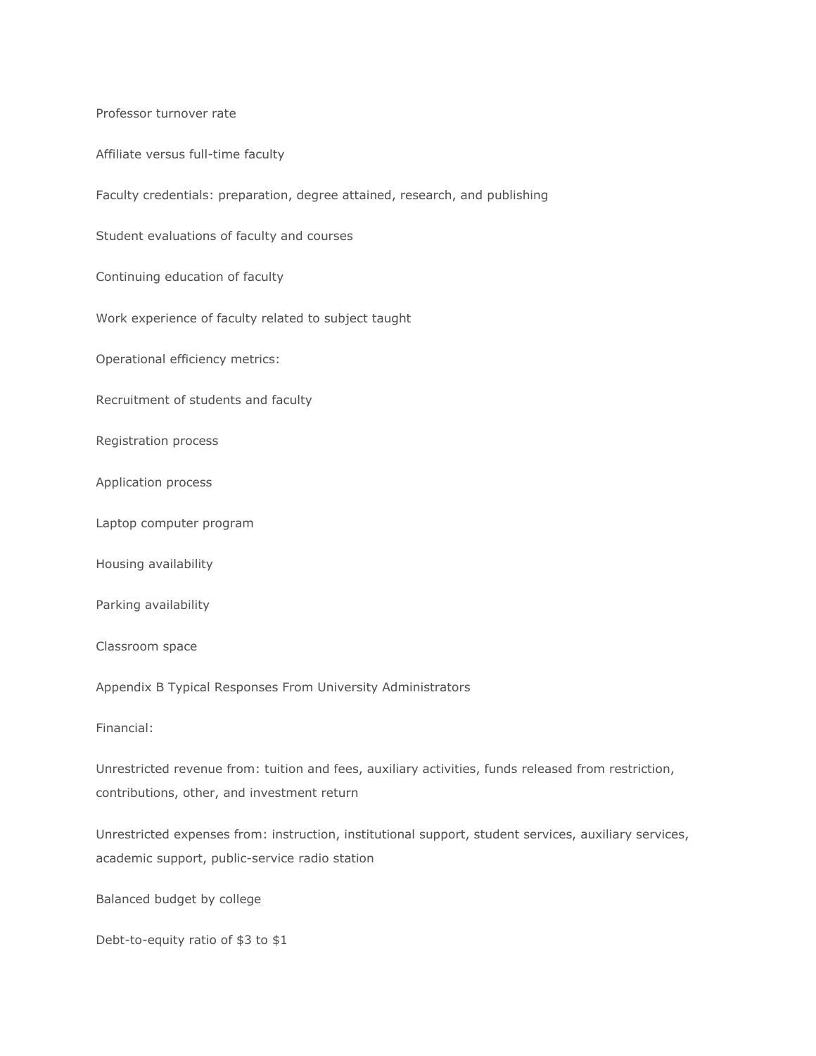Professor turnover rate

Affiliate versus full-time faculty

Faculty credentials: preparation, degree attained, research, and publishing

Student evaluations of faculty and courses

Continuing education of faculty

Work experience of faculty related to subject taught

Operational efficiency metrics:

Recruitment of students and faculty

Registration process

Application process

Laptop computer program

Housing availability

Parking availability

Classroom space

## Appendix B Typical Responses From University Administrators

Financial:

Unrestricted revenue from: tuition and fees, auxiliary activities, funds released from restriction, contributions, other, and investment return

Unrestricted expenses from: instruction, institutional support, student services, auxiliary services, academic support, public-service radio station

Balanced budget by college

Debt-to-equity ratio of $3 to $1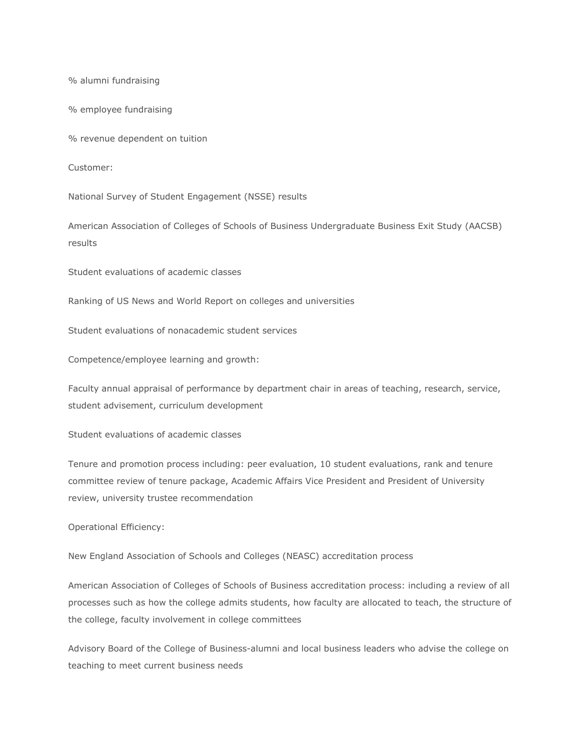% alumni fundraising

% employee fundraising

% revenue dependent on tuition

Customer:

National Survey of Student Engagement (NSSE) results

American Association of Colleges of Schools of Business Undergraduate Business Exit Study (AACSB) results

Student evaluations of academic classes

Ranking of US News and World Report on colleges and universities

Student evaluations of nonacademic student services

Competence/employee learning and growth:

Faculty annual appraisal of performance by department chair in areas of teaching, research, service, student advisement, curriculum development

Student evaluations of academic classes

Tenure and promotion process including: peer evaluation, 10 student evaluations, rank and tenure committee review of tenure package, Academic Affairs Vice President and President of University review, university trustee recommendation

Operational Efficiency:

New England Association of Schools and Colleges (NEASC) accreditation process

American Association of Colleges of Schools of Business accreditation process: including a review of all processes such as how the college admits students, how faculty are allocated to teach, the structure of the college, faculty involvement in college committees

Advisory Board of the College of Business-alumni and local business leaders who advise the college on teaching to meet current business needs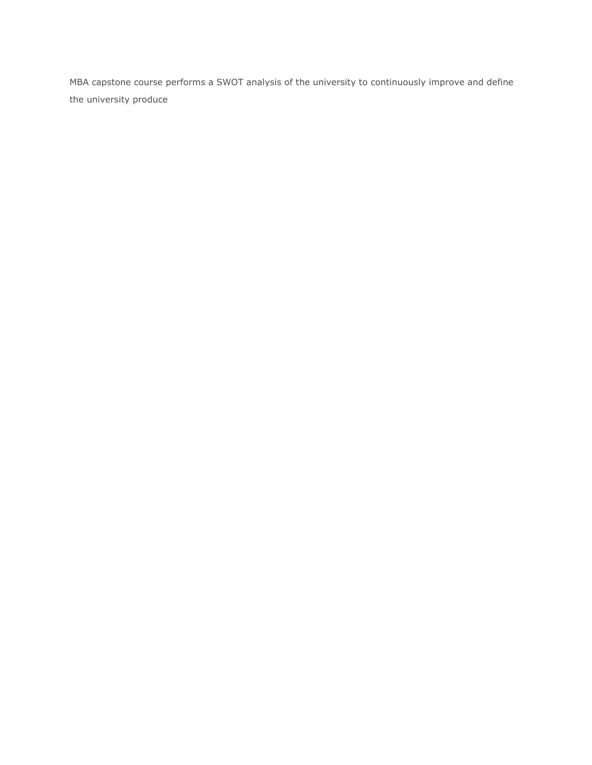MBA capstone course performs a SWOT analysis of the university to continuously improve and define the university produce